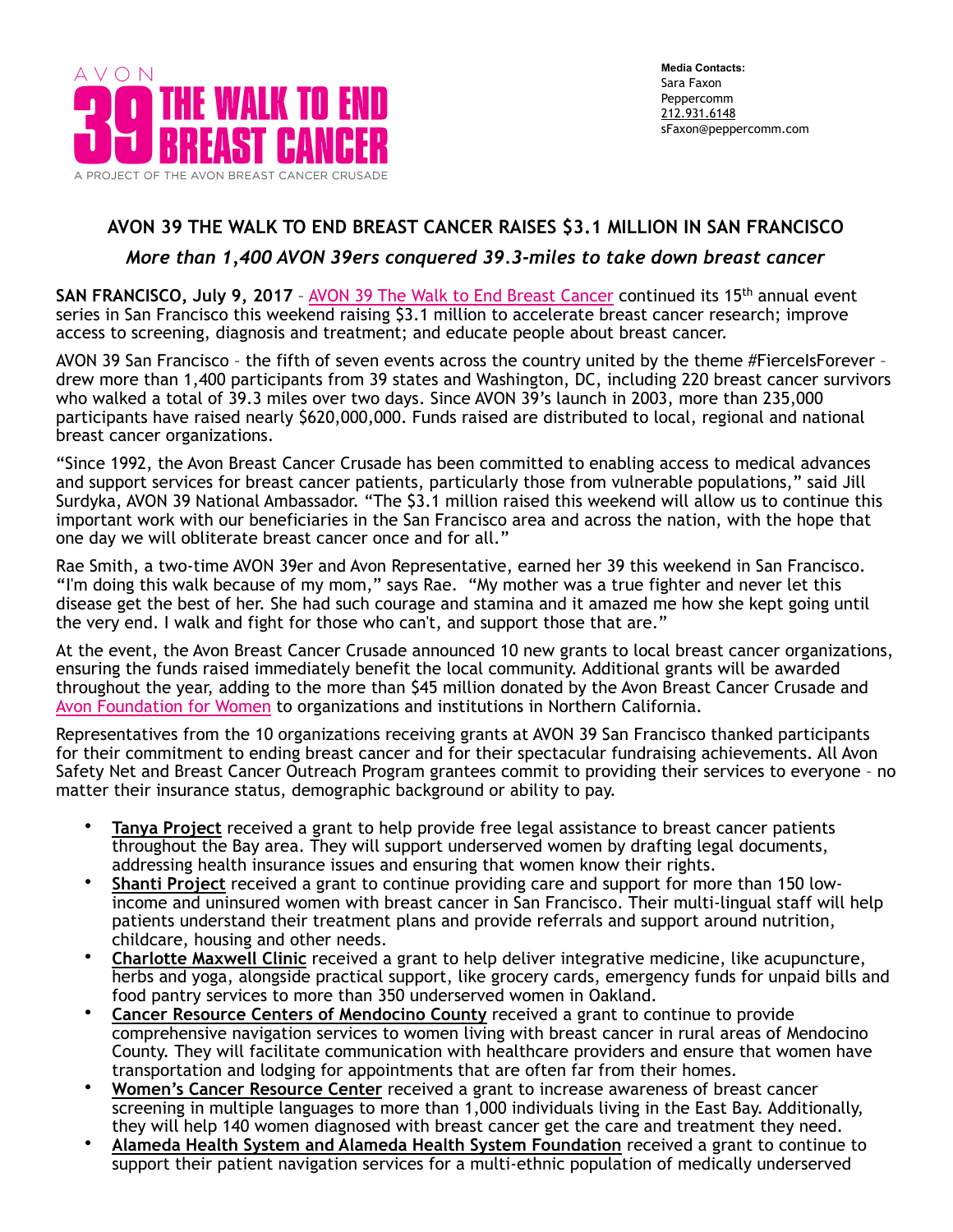AVON
39 THE WALK TO END BREAST CANCER
A PROJECT OF THE AVON BREAST CANCER CRUSADE

**Media Contacts:**
Sara Faxon
Peppercomm
212.931.6148
sFaxon@peppercomm.com

## AVON 39 THE WALK TO END BREAST CANCER RAISES $3.1 MILLION IN SAN FRANCISCO

### *More than 1,400 AVON 39ers conquered 39.3-miles to take down breast cancer*

**SAN FRANCISCO, July 9, 2017** – AVON 39 The Walk to End Breast Cancer continued its 15th annual event series in San Francisco this weekend raising $3.1 million to accelerate breast cancer research; improve access to screening, diagnosis and treatment; and educate people about breast cancer.

AVON 39 San Francisco – the fifth of seven events across the country united by the theme #FierceIsForever – drew more than 1,400 participants from 39 states and Washington, DC, including 220 breast cancer survivors who walked a total of 39.3 miles over two days. Since AVON 39's launch in 2003, more than 235,000 participants have raised nearly $620,000,000. Funds raised are distributed to local, regional and national breast cancer organizations.

"Since 1992, the Avon Breast Cancer Crusade has been committed to enabling access to medical advances and support services for breast cancer patients, particularly those from vulnerable populations," said Jill Surdyka, AVON 39 National Ambassador. "The $3.1 million raised this weekend will allow us to continue this important work with our beneficiaries in the San Francisco area and across the nation, with the hope that one day we will obliterate breast cancer once and for all."

Rae Smith, a two-time AVON 39er and Avon Representative, earned her 39 this weekend in San Francisco. "I'm doing this walk because of my mom," says Rae. "My mother was a true fighter and never let this disease get the best of her. She had such courage and stamina and it amazed me how she kept going until the very end. I walk and fight for those who can't, and support those that are."

At the event, the Avon Breast Cancer Crusade announced 10 new grants to local breast cancer organizations, ensuring the funds raised immediately benefit the local community. Additional grants will be awarded throughout the year, adding to the more than $45 million donated by the Avon Breast Cancer Crusade and Avon Foundation for Women to organizations and institutions in Northern California.

Representatives from the 10 organizations receiving grants at AVON 39 San Francisco thanked participants for their commitment to ending breast cancer and for their spectacular fundraising achievements. All Avon Safety Net and Breast Cancer Outreach Program grantees commit to providing their services to everyone – no matter their insurance status, demographic background or ability to pay.

- **Tanya Project** received a grant to help provide free legal assistance to breast cancer patients throughout the Bay area. They will support underserved women by drafting legal documents, addressing health insurance issues and ensuring that women know their rights.
- **Shanti Project** received a grant to continue providing care and support for more than 150 low-income and uninsured women with breast cancer in San Francisco. Their multi-lingual staff will help patients understand their treatment plans and provide referrals and support around nutrition, childcare, housing and other needs.
- **Charlotte Maxwell Clinic** received a grant to help deliver integrative medicine, like acupuncture, herbs and yoga, alongside practical support, like grocery cards, emergency funds for unpaid bills and food pantry services to more than 350 underserved women in Oakland.
- **Cancer Resource Centers of Mendocino County** received a grant to continue to provide comprehensive navigation services to women living with breast cancer in rural areas of Mendocino County. They will facilitate communication with healthcare providers and ensure that women have transportation and lodging for appointments that are often far from their homes.
- **Women's Cancer Resource Center** received a grant to increase awareness of breast cancer screening in multiple languages to more than 1,000 individuals living in the East Bay. Additionally, they will help 140 women diagnosed with breast cancer get the care and treatment they need.
- **Alameda Health System and Alameda Health System Foundation** received a grant to continue to support their patient navigation services for a multi-ethnic population of medically underserved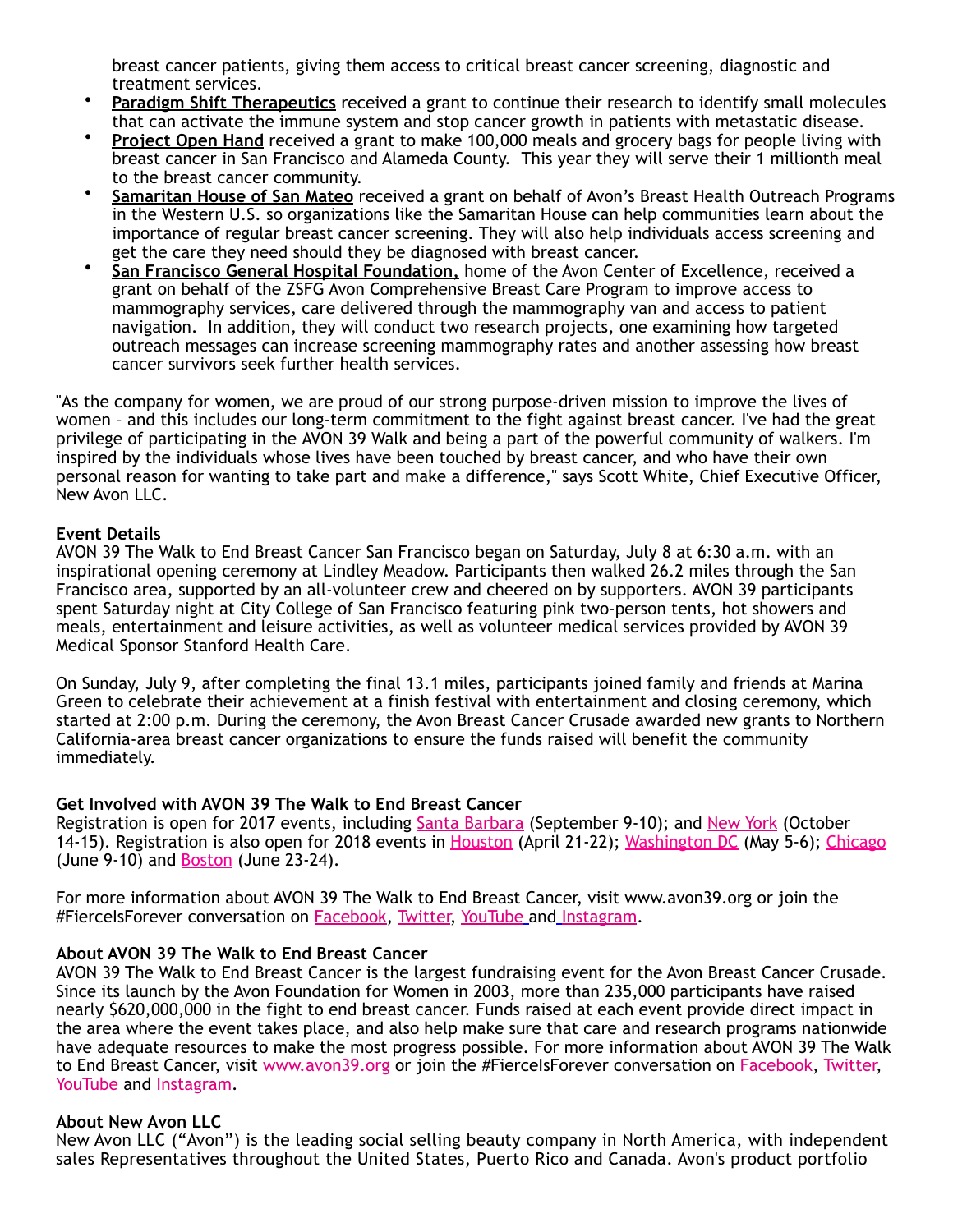breast cancer patients, giving them access to critical breast cancer screening, diagnostic and treatment services.

- **Paradigm Shift Therapeutics** received a grant to continue their research to identify small molecules that can activate the immune system and stop cancer growth in patients with metastatic disease.
- **Project Open Hand** received a grant to make 100,000 meals and grocery bags for people living with breast cancer in San Francisco and Alameda County.  This year they will serve their 1 millionth meal to the breast cancer community.
- **Samaritan House of San Mateo** received a grant on behalf of Avon's Breast Health Outreach Programs in the Western U.S. so organizations like the Samaritan House can help communities learn about the importance of regular breast cancer screening. They will also help individuals access screening and get the care they need should they be diagnosed with breast cancer.
- **San Francisco General Hospital Foundation,** home of the Avon Center of Excellence, received a grant on behalf of the ZSFG Avon Comprehensive Breast Care Program to improve access to mammography services, care delivered through the mammography van and access to patient navigation.  In addition, they will conduct two research projects, one examining how targeted outreach messages can increase screening mammography rates and another assessing how breast cancer survivors seek further health services.

"As the company for women, we are proud of our strong purpose-driven mission to improve the lives of women – and this includes our long-term commitment to the fight against breast cancer. I've had the great privilege of participating in the AVON 39 Walk and being a part of the powerful community of walkers. I'm inspired by the individuals whose lives have been touched by breast cancer, and who have their own personal reason for wanting to take part and make a difference," says Scott White, Chief Executive Officer, New Avon LLC.

**Event Details**
AVON 39 The Walk to End Breast Cancer San Francisco began on Saturday, July 8 at 6:30 a.m. with an inspirational opening ceremony at Lindley Meadow. Participants then walked 26.2 miles through the San Francisco area, supported by an all-volunteer crew and cheered on by supporters. AVON 39 participants spent Saturday night at City College of San Francisco featuring pink two-person tents, hot showers and meals, entertainment and leisure activities, as well as volunteer medical services provided by AVON 39 Medical Sponsor Stanford Health Care.

On Sunday, July 9, after completing the final 13.1 miles, participants joined family and friends at Marina Green to celebrate their achievement at a finish festival with entertainment and closing ceremony, which started at 2:00 p.m. During the ceremony, the Avon Breast Cancer Crusade awarded new grants to Northern California-area breast cancer organizations to ensure the funds raised will benefit the community immediately.

**Get Involved with AVON 39 The Walk to End Breast Cancer**
Registration is open for 2017 events, including Santa Barbara (September 9-10); and New York (October 14-15). Registration is also open for 2018 events in Houston (April 21-22); Washington DC (May 5-6); Chicago (June 9-10) and Boston (June 23-24).

For more information about AVON 39 The Walk to End Breast Cancer, visit www.avon39.org or join the #FierceIsForever conversation on Facebook, Twitter, YouTube and Instagram.

**About AVON 39 The Walk to End Breast Cancer**
AVON 39 The Walk to End Breast Cancer is the largest fundraising event for the Avon Breast Cancer Crusade. Since its launch by the Avon Foundation for Women in 2003, more than 235,000 participants have raised nearly $620,000,000 in the fight to end breast cancer. Funds raised at each event provide direct impact in the area where the event takes place, and also help make sure that care and research programs nationwide have adequate resources to make the most progress possible. For more information about AVON 39 The Walk to End Breast Cancer, visit www.avon39.org or join the #FierceIsForever conversation on Facebook, Twitter, YouTube and Instagram.

**About New Avon LLC**
New Avon LLC ("Avon") is the leading social selling beauty company in North America, with independent sales Representatives throughout the United States, Puerto Rico and Canada. Avon's product portfolio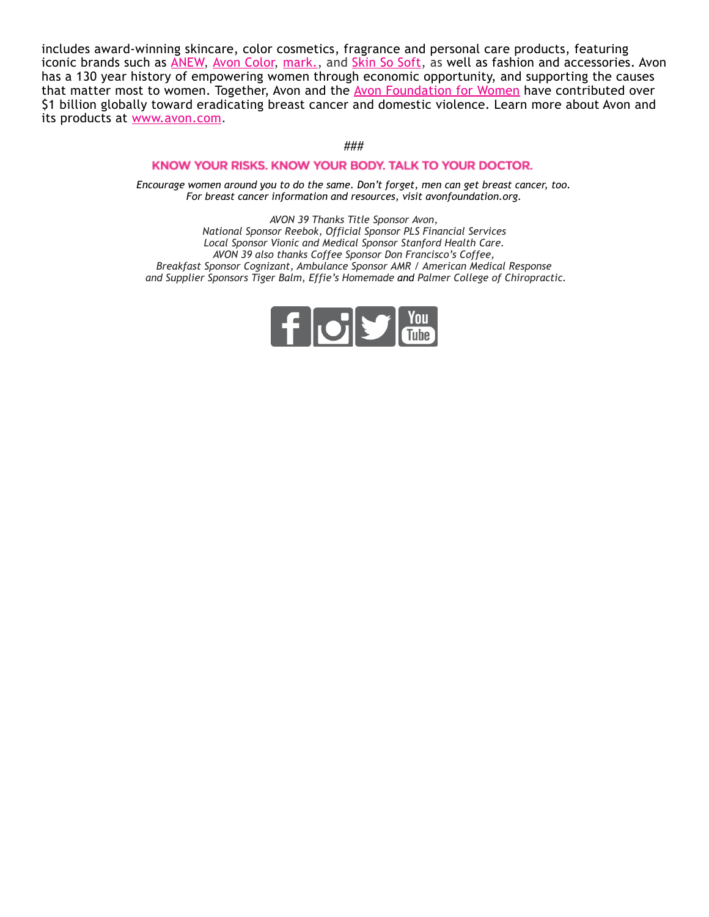includes award-winning skincare, color cosmetics, fragrance and personal care products, featuring iconic brands such as ANEW, Avon Color, mark., and Skin So Soft, as well as fashion and accessories. Avon has a 130 year history of empowering women through economic opportunity, and supporting the causes that matter most to women. Together, Avon and the Avon Foundation for Women have contributed over $1 billion globally toward eradicating breast cancer and domestic violence. Learn more about Avon and its products at www.avon.com.

###

**KNOW YOUR RISKS. KNOW YOUR BODY. TALK TO YOUR DOCTOR.**

*Encourage women around you to do the same. Don't forget, men can get breast cancer, too.*
*For breast cancer information and resources, visit avonfoundation.org.*

*AVON 39 Thanks Title Sponsor Avon,*
*National Sponsor Reebok, Official Sponsor PLS Financial Services*
*Local Sponsor Vionic and Medical Sponsor Stanford Health Care.*
*AVON 39 also thanks Coffee Sponsor Don Francisco's Coffee,*
*Breakfast Sponsor Cognizant, Ambulance Sponsor AMR / American Medical Response*
*and Supplier Sponsors Tiger Balm, Effie's Homemade and Palmer College of Chiropractic.*